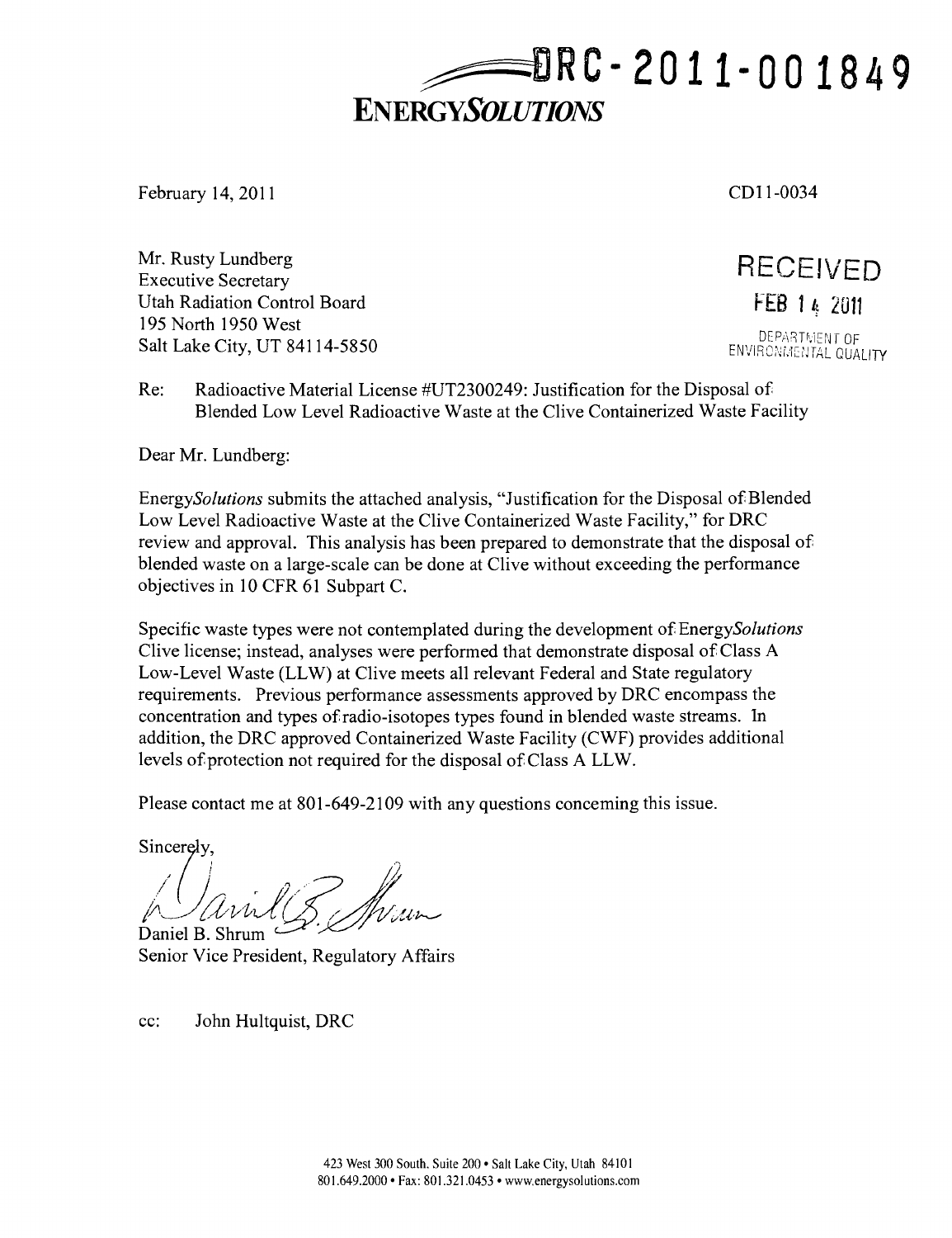DRC-2011-001849

**ENERGY*SOLUTIONS***

February 14, 2011

CD11-0034

Mr. Rusty Lundberg
Executive Secretary
Utah Radiation Control Board
195 North 1950 West
Salt Lake City, UT 84114-5850

RECEIVED
FEB 14 2011
DEPARTMENT OF
ENVIRONMENTAL QUALITY

Re: Radioactive Material License #UT2300249: Justification for the Disposal of Blended Low Level Radioactive Waste at the Clive Containerized Waste Facility

Dear Mr. Lundberg:

Energy*Solutions* submits the attached analysis, "Justification for the Disposal of Blended Low Level Radioactive Waste at the Clive Containerized Waste Facility," for DRC review and approval. This analysis has been prepared to demonstrate that the disposal of blended waste on a large-scale can be done at Clive without exceeding the performance objectives in 10 CFR 61 Subpart C.

Specific waste types were not contemplated during the development of Energy*Solutions* Clive license; instead, analyses were performed that demonstrate disposal of Class A Low-Level Waste (LLW) at Clive meets all relevant Federal and State regulatory requirements. Previous performance assessments approved by DRC encompass the concentration and types of radio-isotopes types found in blended waste streams. In addition, the DRC approved Containerized Waste Facility (CWF) provides additional levels of protection not required for the disposal of Class A LLW.

Please contact me at 801-649-2109 with any questions concerning this issue.

Sincerely,

Daniel B. Shrum
Senior Vice President, Regulatory Affairs

cc: John Hultquist, DRC

423 West 300 South, Suite 200 • Salt Lake City, Utah 84101
801.649.2000 • Fax: 801.321.0453 • www.energysolutions.com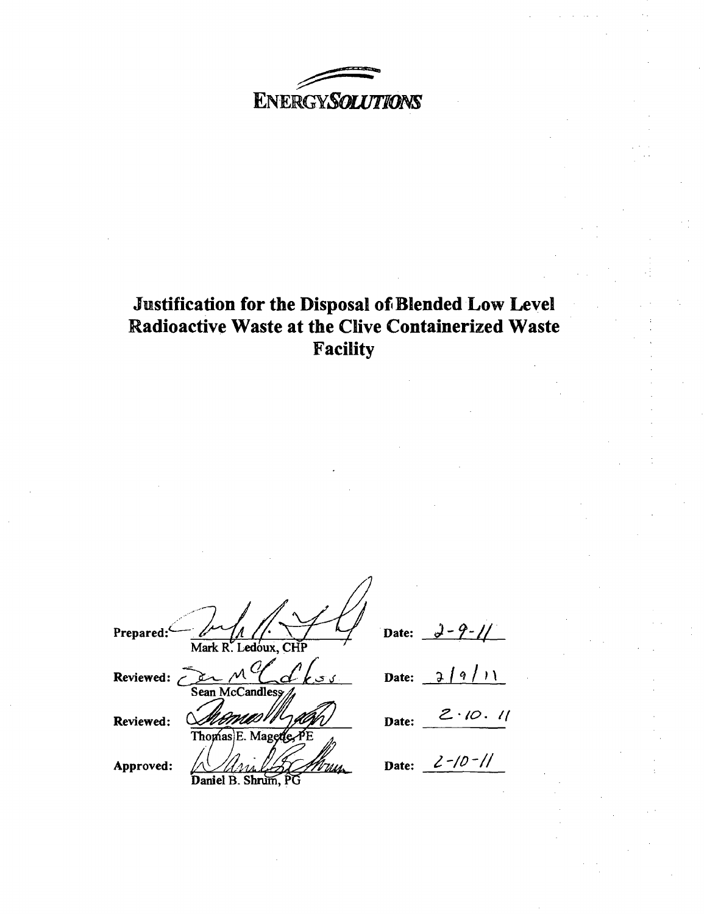ENERGY*SOLUTIONS*

# Justification for the Disposal of Blended Low Level Radioactive Waste at the Clive Containerized Waste Facility

| | | |
|---|---|---|
| Prepared: | Mark R. Ledoux, CHP | Date: 2-9-11 |
| Reviewed: | Sean McCandless | Date: 2/9/11 |
| Reviewed: | Thomas E. Magette, PE | Date: 2·10·11 |
| Approved: | Daniel B. Shrum, PG | Date: 2-10-11 |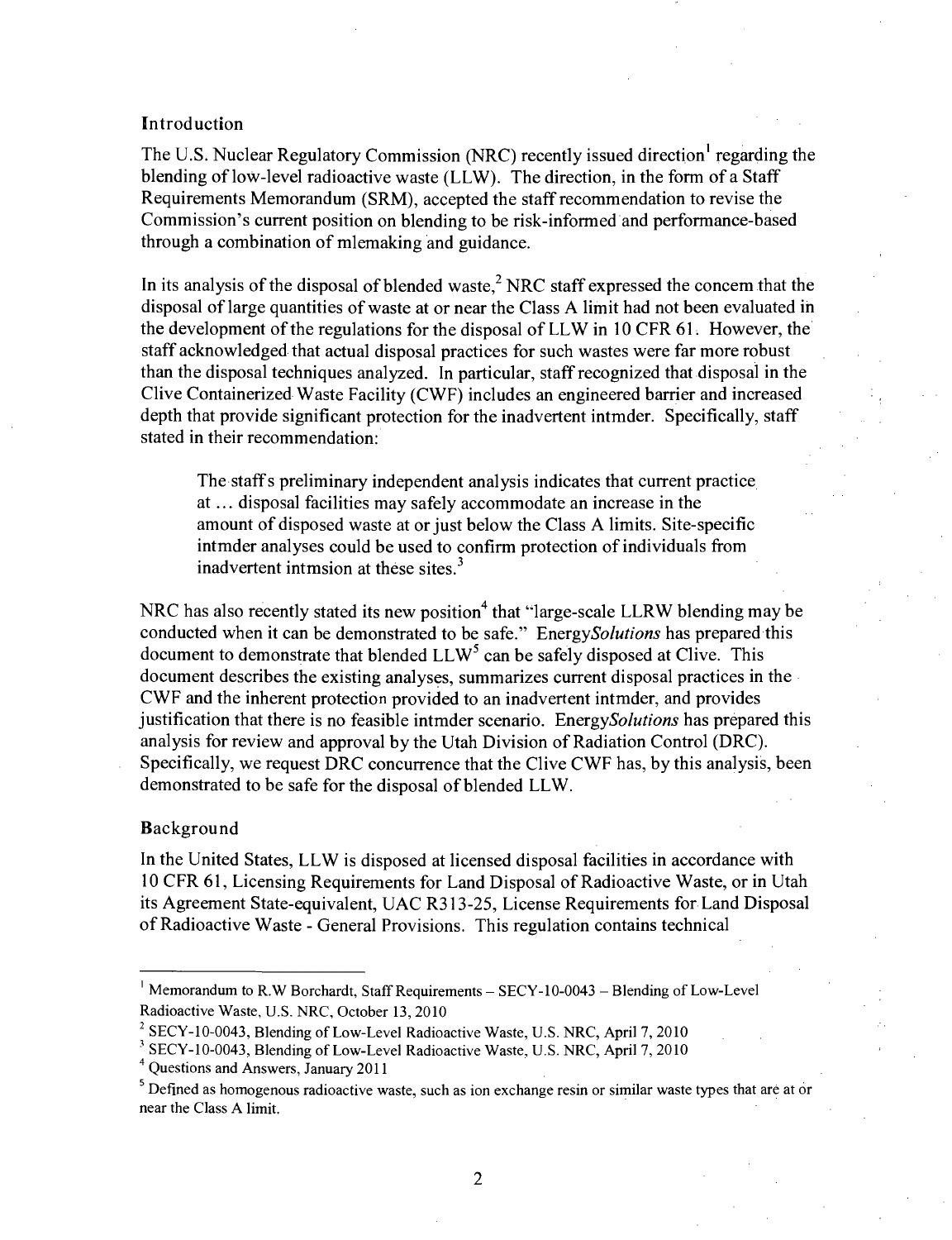## Introduction

The U.S. Nuclear Regulatory Commission (NRC) recently issued direction[1] regarding the blending of low-level radioactive waste (LLW). The direction, in the form of a Staff Requirements Memorandum (SRM), accepted the staff recommendation to revise the Commission's current position on blending to be risk-informed and performance-based through a combination of mlemaking and guidance.

In its analysis of the disposal of blended waste,[2] NRC staff expressed the concem that the disposal of large quantities of waste at or near the Class A limit had not been evaluated in the development of the regulations for the disposal of LLW in 10 CFR 61. However, the staff acknowledged that actual disposal practices for such wastes were far more robust than the disposal techniques analyzed. In particular, staff recognized that disposal in the Clive Containerized Waste Facility (CWF) includes an engineered barrier and increased depth that provide significant protection for the inadvertent intmder. Specifically, staff stated in their recommendation:

> The staffs preliminary independent analysis indicates that current practice at … disposal facilities may safely accommodate an increase in the amount of disposed waste at or just below the Class A limits. Site-specific intmder analyses could be used to confirm protection of individuals from inadvertent intmsion at these sites.[3]

NRC has also recently stated its new position[4] that "large-scale LLRW blending may be conducted when it can be demonstrated to be safe." Energy*Solutions* has prepared this document to demonstrate that blended LLW[5] can be safely disposed at Clive. This document describes the existing analyses, summarizes current disposal practices in the CWF and the inherent protection provided to an inadvertent intmder, and provides justification that there is no feasible intmder scenario. Energy*Solutions* has prepared this analysis for review and approval by the Utah Division of Radiation Control (DRC). Specifically, we request DRC concurrence that the Clive CWF has, by this analysis, been demonstrated to be safe for the disposal of blended LLW.

## Background

In the United States, LLW is disposed at licensed disposal facilities in accordance with 10 CFR 61, Licensing Requirements for Land Disposal of Radioactive Waste, or in Utah its Agreement State-equivalent, UAC R313-25, License Requirements for Land Disposal of Radioactive Waste - General Provisions. This regulation contains technical

---

[1] Memorandum to R.W Borchardt, Staff Requirements – SECY-10-0043 – Blending of Low-Level Radioactive Waste, U.S. NRC, October 13, 2010

[2] SECY-10-0043, Blending of Low-Level Radioactive Waste, U.S. NRC, April 7, 2010

[3] SECY-10-0043, Blending of Low-Level Radioactive Waste, U.S. NRC, April 7, 2010

[4] Questions and Answers, January 2011

[5] Defined as homogenous radioactive waste, such as ion exchange resin or similar waste types that are at or near the Class A limit.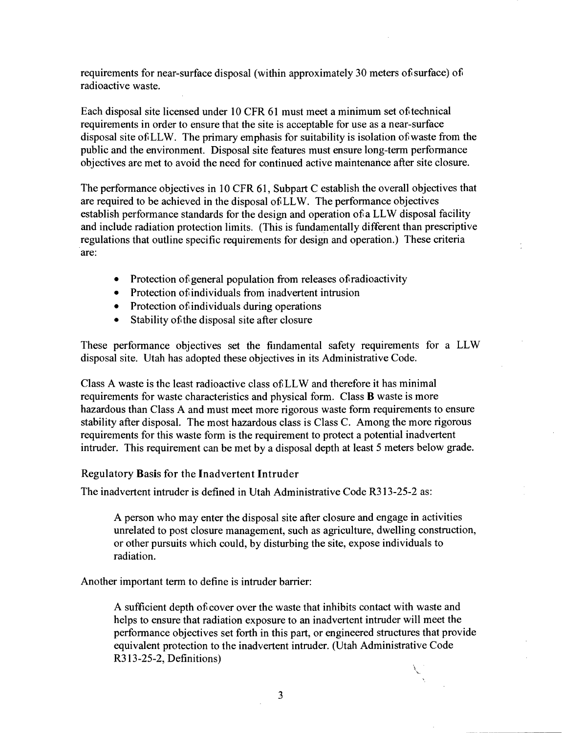requirements for near-surface disposal (within approximately 30 meters of surface) of radioactive waste.

Each disposal site licensed under 10 CFR 61 must meet a minimum set of technical requirements in order to ensure that the site is acceptable for use as a near-surface disposal site of LLW. The primary emphasis for suitability is isolation of waste from the public and the environment. Disposal site features must ensure long-term performance objectives are met to avoid the need for continued active maintenance after site closure.

The performance objectives in 10 CFR 61, Subpart C establish the overall objectives that are required to be achieved in the disposal of LLW. The performance objectives establish performance standards for the design and operation of a LLW disposal facility and include radiation protection limits. (This is fundamentally different than prescriptive regulations that outline specific requirements for design and operation.) These criteria are:

- Protection of general population from releases of radioactivity
- Protection of individuals from inadvertent intrusion
- Protection of individuals during operations
- Stability of the disposal site after closure

These performance objectives set the fundamental safety requirements for a LLW disposal site. Utah has adopted these objectives in its Administrative Code.

Class A waste is the least radioactive class of LLW and therefore it has minimal requirements for waste characteristics and physical form. Class B waste is more hazardous than Class A and must meet more rigorous waste form requirements to ensure stability after disposal. The most hazardous class is Class C. Among the more rigorous requirements for this waste form is the requirement to protect a potential inadvertent intruder. This requirement can be met by a disposal depth at least 5 meters below grade.

## Regulatory Basis for the Inadvertent Intruder

The inadvertent intruder is defined in Utah Administrative Code R313-25-2 as:

> A person who may enter the disposal site after closure and engage in activities unrelated to post closure management, such as agriculture, dwelling construction, or other pursuits which could, by disturbing the site, expose individuals to radiation.

Another important term to define is intruder barrier:

> A sufficient depth of cover over the waste that inhibits contact with waste and helps to ensure that radiation exposure to an inadvertent intruder will meet the performance objectives set forth in this part, or engineered structures that provide equivalent protection to the inadvertent intruder. (Utah Administrative Code R313-25-2, Definitions)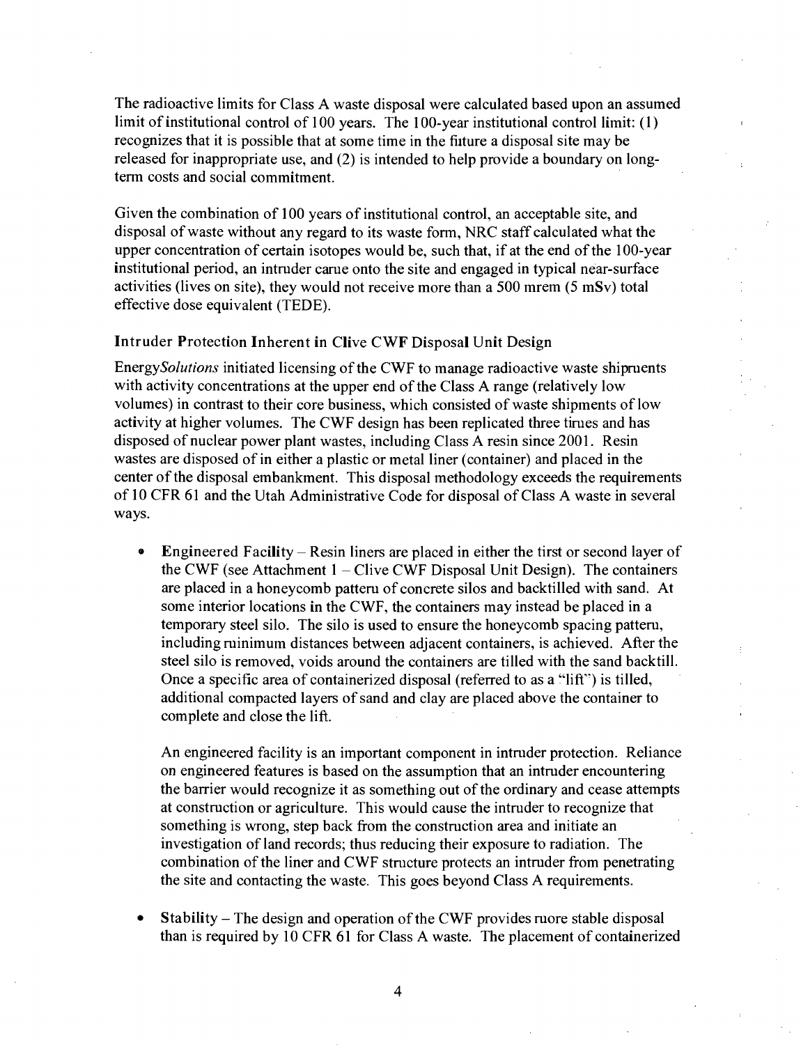The radioactive limits for Class A waste disposal were calculated based upon an assumed limit of institutional control of 100 years. The 100-year institutional control limit: (1) recognizes that it is possible that at some time in the future a disposal site may be released for inappropriate use, and (2) is intended to help provide a boundary on long-term costs and social commitment.

Given the combination of 100 years of institutional control, an acceptable site, and disposal of waste without any regard to its waste form, NRC staff calculated what the upper concentration of certain isotopes would be, such that, if at the end of the 100-year institutional period, an intruder came onto the site and engaged in typical near-surface activities (lives on site), they would not receive more than a 500 mrem (5 mSv) total effective dose equivalent (TEDE).

### Intruder Protection Inherent in Clive CWF Disposal Unit Design

Energy*Solutions* initiated licensing of the CWF to manage radioactive waste shipments with activity concentrations at the upper end of the Class A range (relatively low volumes) in contrast to their core business, which consisted of waste shipments of low activity at higher volumes. The CWF design has been replicated three times and has disposed of nuclear power plant wastes, including Class A resin since 2001. Resin wastes are disposed of in either a plastic or metal liner (container) and placed in the center of the disposal embankment. This disposal methodology exceeds the requirements of 10 CFR 61 and the Utah Administrative Code for disposal of Class A waste in several ways.

- **Engineered Facility** – Resin liners are placed in either the first or second layer of the CWF (see Attachment 1 – Clive CWF Disposal Unit Design). The containers are placed in a honeycomb pattern of concrete silos and backfilled with sand. At some interior locations in the CWF, the containers may instead be placed in a temporary steel silo. The silo is used to ensure the honeycomb spacing pattern, including minimum distances between adjacent containers, is achieved. After the steel silo is removed, voids around the containers are filled with the sand backfill. Once a specific area of containerized disposal (referred to as a "lift") is filled, additional compacted layers of sand and clay are placed above the container to complete and close the lift.

  An engineered facility is an important component in intruder protection. Reliance on engineered features is based on the assumption that an intruder encountering the barrier would recognize it as something out of the ordinary and cease attempts at construction or agriculture. This would cause the intruder to recognize that something is wrong, step back from the construction area and initiate an investigation of land records; thus reducing their exposure to radiation. The combination of the liner and CWF structure protects an intruder from penetrating the site and contacting the waste. This goes beyond Class A requirements.

- **Stability** – The design and operation of the CWF provides more stable disposal than is required by 10 CFR 61 for Class A waste. The placement of containerized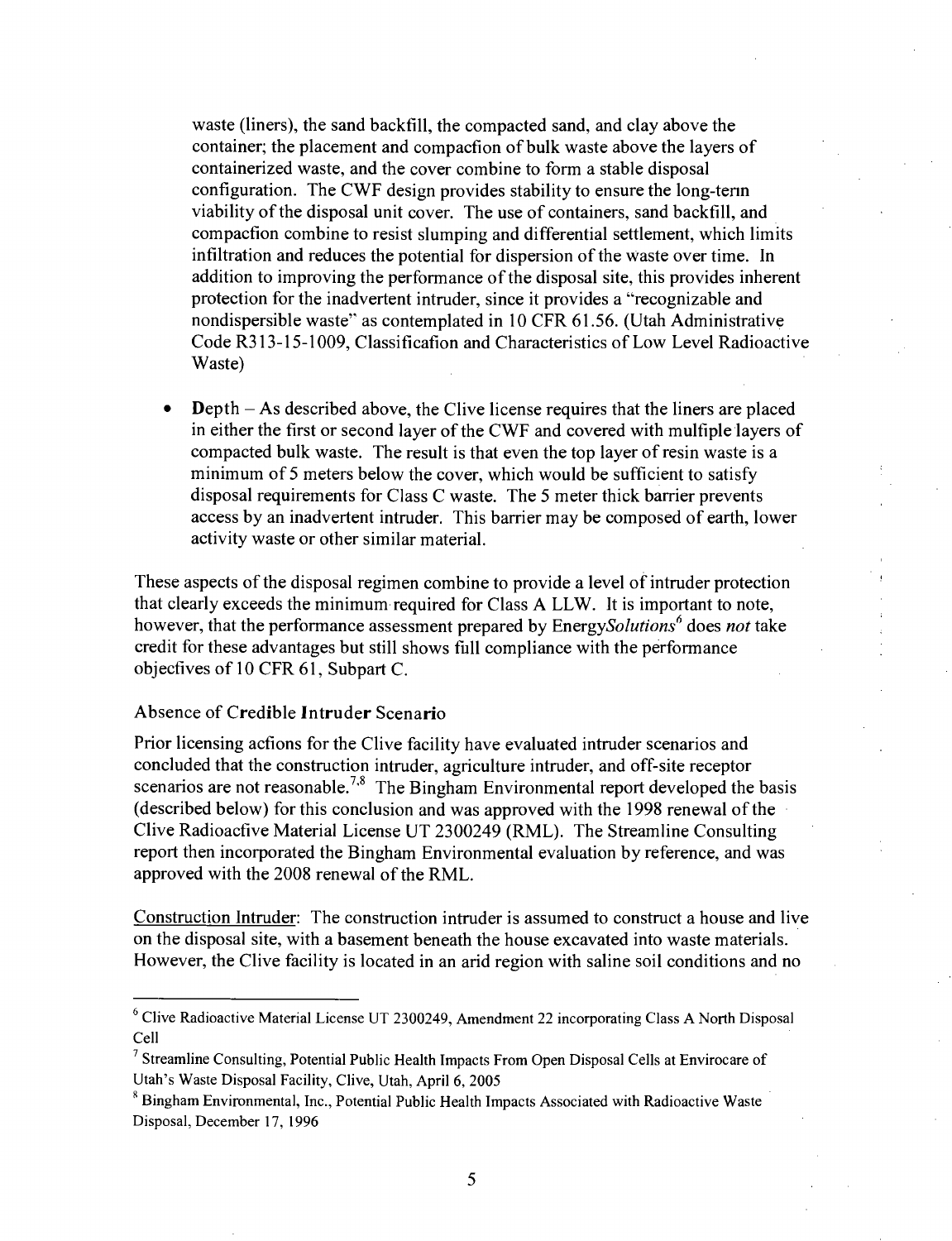waste (liners), the sand backfill, the compacted sand, and clay above the container; the placement and compaction of bulk waste above the layers of containerized waste, and the cover combine to form a stable disposal configuration. The CWF design provides stability to ensure the long-term viability of the disposal unit cover. The use of containers, sand backfill, and compaction combine to resist slumping and differential settlement, which limits infiltration and reduces the potential for dispersion of the waste over time. In addition to improving the performance of the disposal site, this provides inherent protection for the inadvertent intruder, since it provides a "recognizable and nondispersible waste" as contemplated in 10 CFR 61.56. (Utah Administrative Code R313-15-1009, Classification and Characteristics of Low Level Radioactive Waste)

- **Depth** – As described above, the Clive license requires that the liners are placed in either the first or second layer of the CWF and covered with multiple layers of compacted bulk waste. The result is that even the top layer of resin waste is a minimum of 5 meters below the cover, which would be sufficient to satisfy disposal requirements for Class C waste. The 5 meter thick barrier prevents access by an inadvertent intruder. This barrier may be composed of earth, lower activity waste or other similar material.

These aspects of the disposal regimen combine to provide a level of intruder protection that clearly exceeds the minimum required for Class A LLW. It is important to note, however, that the performance assessment prepared by Energy*Solutions*[6] does *not* take credit for these advantages but still shows full compliance with the performance objectives of 10 CFR 61, Subpart C.

### Absence of Credible Intruder Scenario

Prior licensing actions for the Clive facility have evaluated intruder scenarios and concluded that the construction intruder, agriculture intruder, and off-site receptor scenarios are not reasonable.[7,8] The Bingham Environmental report developed the basis (described below) for this conclusion and was approved with the 1998 renewal of the Clive Radioactive Material License UT 2300249 (RML). The Streamline Consulting report then incorporated the Bingham Environmental evaluation by reference, and was approved with the 2008 renewal of the RML.

Construction Intruder: The construction intruder is assumed to construct a house and live on the disposal site, with a basement beneath the house excavated into waste materials. However, the Clive facility is located in an arid region with saline soil conditions and no

---

[6] Clive Radioactive Material License UT 2300249, Amendment 22 incorporating Class A North Disposal Cell

[7] Streamline Consulting, Potential Public Health Impacts From Open Disposal Cells at Envirocare of Utah's Waste Disposal Facility, Clive, Utah, April 6, 2005

[8] Bingham Environmental, Inc., Potential Public Health Impacts Associated with Radioactive Waste Disposal, December 17, 1996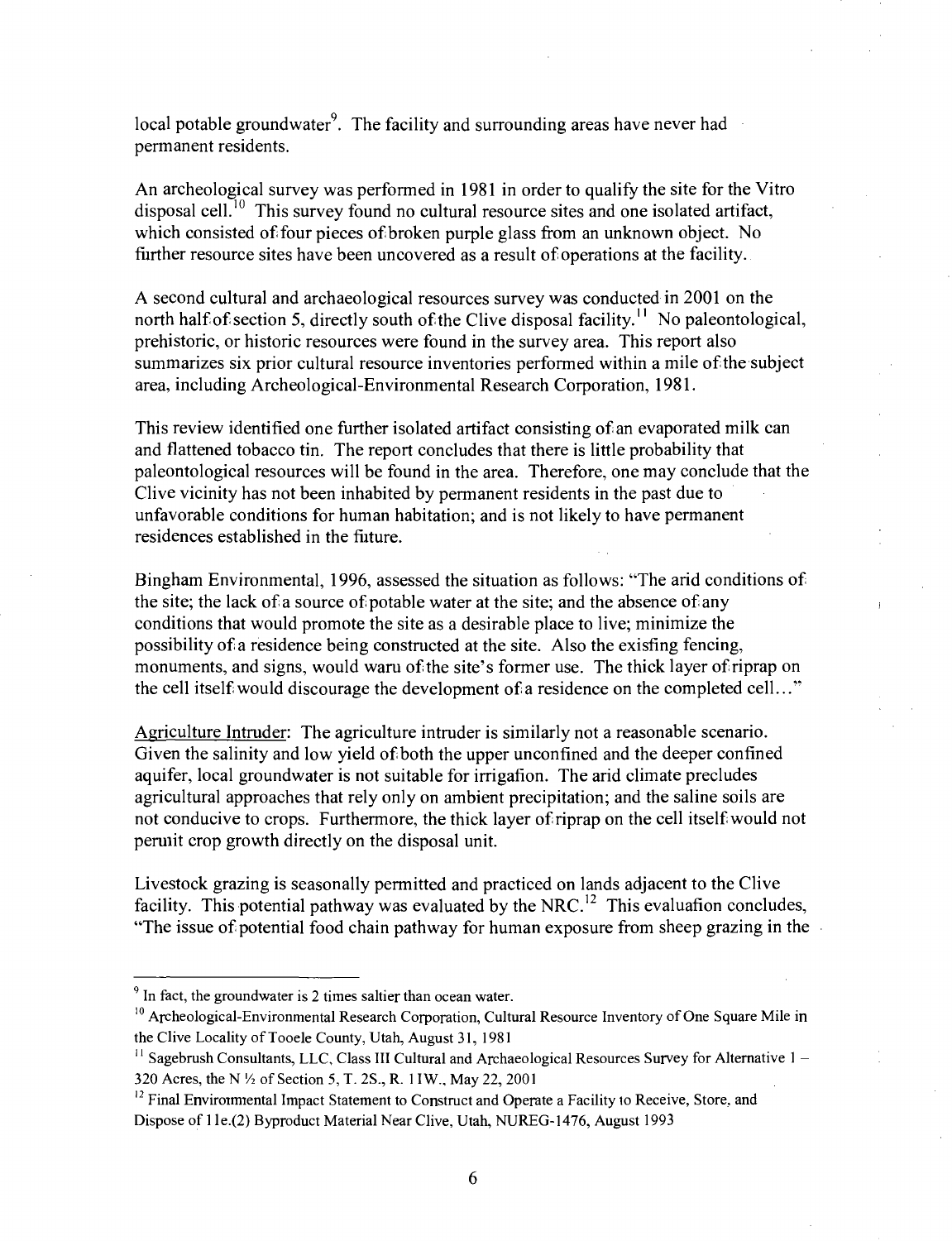local potable groundwater[9]. The facility and surrounding areas have never had permanent residents.

An archeological survey was performed in 1981 in order to qualify the site for the Vitro disposal cell.[10] This survey found no cultural resource sites and one isolated artifact, which consisted of four pieces of broken purple glass from an unknown object. No further resource sites have been uncovered as a result of operations at the facility.

A second cultural and archaeological resources survey was conducted in 2001 on the north half of section 5, directly south of the Clive disposal facility.[11] No paleontological, prehistoric, or historic resources were found in the survey area. This report also summarizes six prior cultural resource inventories performed within a mile of the subject area, including Archeological-Environmental Research Corporation, 1981.

This review identified one further isolated artifact consisting of an evaporated milk can and flattened tobacco tin. The report concludes that there is little probability that paleontological resources will be found in the area. Therefore, one may conclude that the Clive vicinity has not been inhabited by permanent residents in the past due to unfavorable conditions for human habitation; and is not likely to have permanent residences established in the future.

Bingham Environmental, 1996, assessed the situation as follows: "The arid conditions of the site; the lack of a source of potable water at the site; and the absence of any conditions that would promote the site as a desirable place to live; minimize the possibility of a residence being constructed at the site. Also the existing fencing, monuments, and signs, would warn of the site's former use. The thick layer of riprap on the cell itself would discourage the development of a residence on the completed cell..."

<u>Agriculture Intruder</u>: The agriculture intruder is similarly not a reasonable scenario. Given the salinity and low yield of both the upper unconfined and the deeper confined aquifer, local groundwater is not suitable for irrigation. The arid climate precludes agricultural approaches that rely only on ambient precipitation; and the saline soils are not conducive to crops. Furthermore, the thick layer of riprap on the cell itself would not permit crop growth directly on the disposal unit.

Livestock grazing is seasonally permitted and practiced on lands adjacent to the Clive facility. This potential pathway was evaluated by the NRC.[12] This evaluation concludes, "The issue of potential food chain pathway for human exposure from sheep grazing in the

---

[9] In fact, the groundwater is 2 times saltier than ocean water.

[10] Archeological-Environmental Research Corporation, Cultural Resource Inventory of One Square Mile in the Clive Locality of Tooele County, Utah, August 31, 1981

[11] Sagebrush Consultants, LLC, Class III Cultural and Archaeological Resources Survey for Alternative 1 – 320 Acres, the N ½ of Section 5, T. 2S., R. 11W., May 22, 2001

[12] Final Environmental Impact Statement to Construct and Operate a Facility to Receive, Store, and Dispose of 11e.(2) Byproduct Material Near Clive, Utah, NUREG-1476, August 1993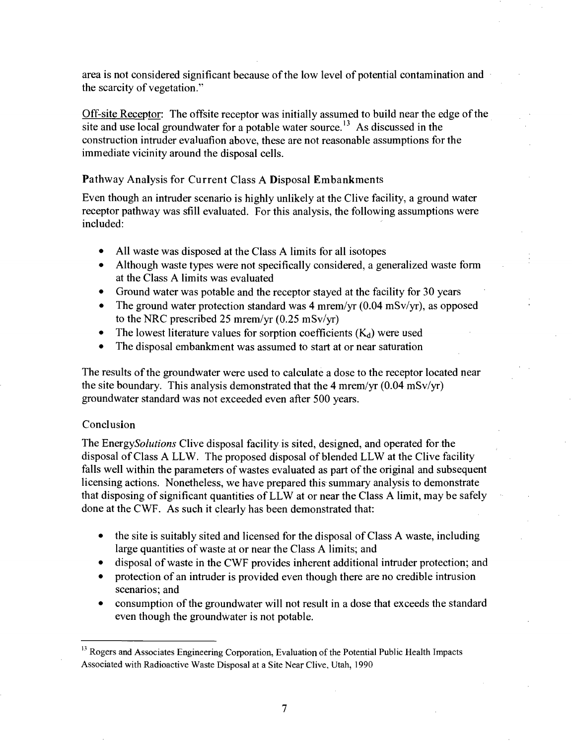area is not considered significant because of the low level of potential contamination and the scarcity of vegetation."

Off-site Receptor: The offsite receptor was initially assumed to build near the edge of the site and use local groundwater for a potable water source.[13] As discussed in the construction intruder evaluafion above, these are not reasonable assumptions for the immediate vicinity around the disposal cells.

### Pathway Analysis for Current Class A Disposal Embankments

Even though an intruder scenario is highly unlikely at the Clive facility, a ground water receptor pathway was sfill evaluated. For this analysis, the following assumptions were included:

- All waste was disposed at the Class A limits for all isotopes
- Although waste types were not specifically considered, a generalized waste form at the Class A limits was evaluated
- Ground water was potable and the receptor stayed at the facility for 30 years
- The ground water protection standard was 4 mrem/yr (0.04 mSv/yr), as opposed to the NRC prescribed 25 mrem/yr (0.25 mSv/yr)
- The lowest literature values for sorption coefficients ($K_d$) were used
- The disposal embankment was assumed to start at or near saturation

The results of the groundwater were used to calculate a dose to the receptor located near the site boundary. This analysis demonstrated that the 4 mrem/yr (0.04 mSv/yr) groundwater standard was not exceeded even after 500 years.

### Conclusion

The Energy*Solutions* Clive disposal facility is sited, designed, and operated for the disposal of Class A LLW. The proposed disposal of blended LLW at the Clive facility falls well within the parameters of wastes evaluated as part of the original and subsequent licensing actions. Nonetheless, we have prepared this summary analysis to demonstrate that disposing of significant quantities of LLW at or near the Class A limit, may be safely done at the CWF. As such it clearly has been demonstrated that:

- the site is suitably sited and licensed for the disposal of Class A waste, including large quantities of waste at or near the Class A limits; and
- disposal of waste in the CWF provides inherent additional intruder protection; and
- protection of an intruder is provided even though there are no credible intrusion scenarios; and
- consumption of the groundwater will not result in a dose that exceeds the standard even though the groundwater is not potable.

---

[13] Rogers and Associates Engineering Corporation, Evaluation of the Potential Public Health Impacts Associated with Radioactive Waste Disposal at a Site Near Clive, Utah, 1990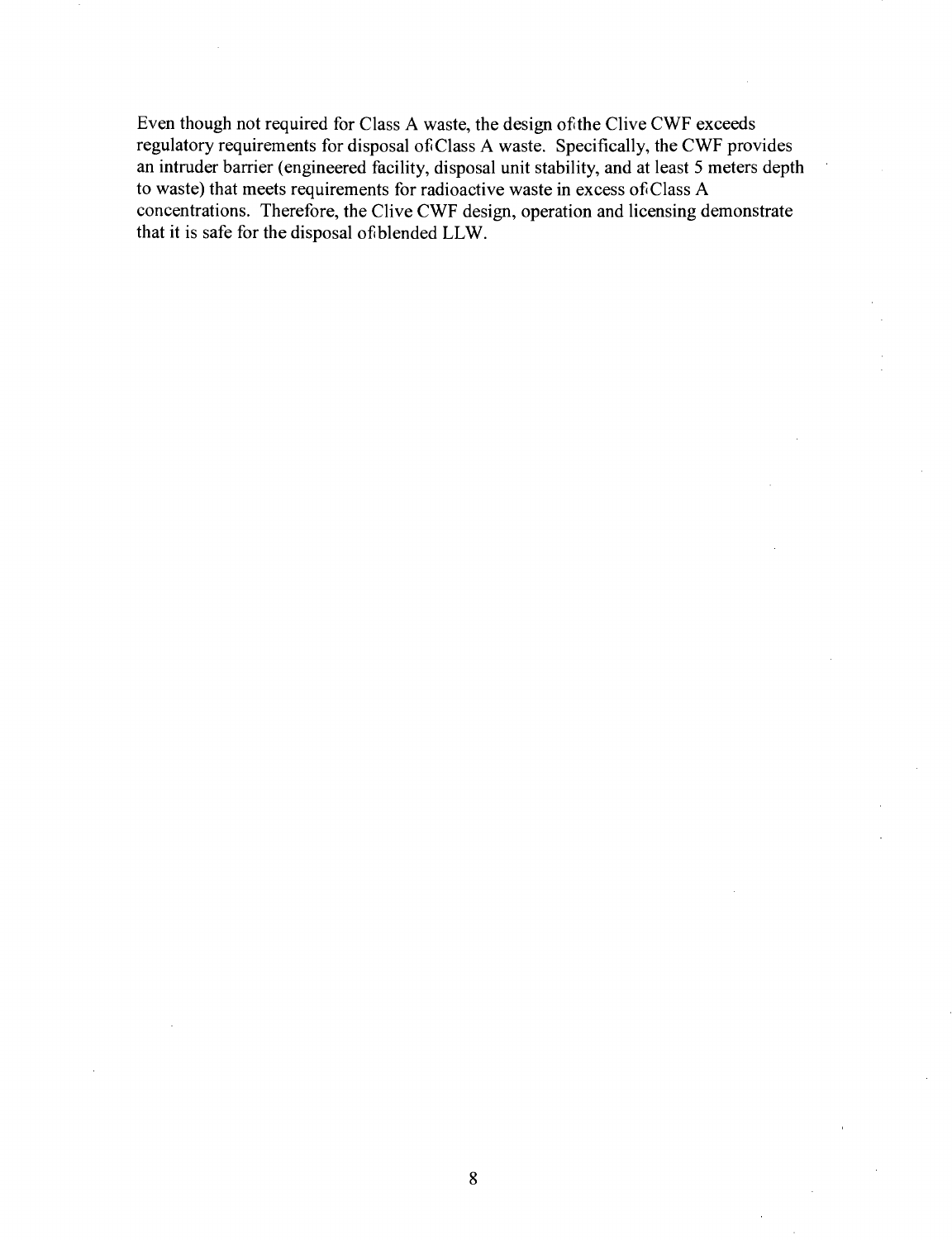Even though not required for Class A waste, the design of the Clive CWF exceeds regulatory requirements for disposal of Class A waste. Specifically, the CWF provides an intruder barrier (engineered facility, disposal unit stability, and at least 5 meters depth to waste) that meets requirements for radioactive waste in excess of Class A concentrations. Therefore, the Clive CWF design, operation and licensing demonstrate that it is safe for the disposal of blended LLW.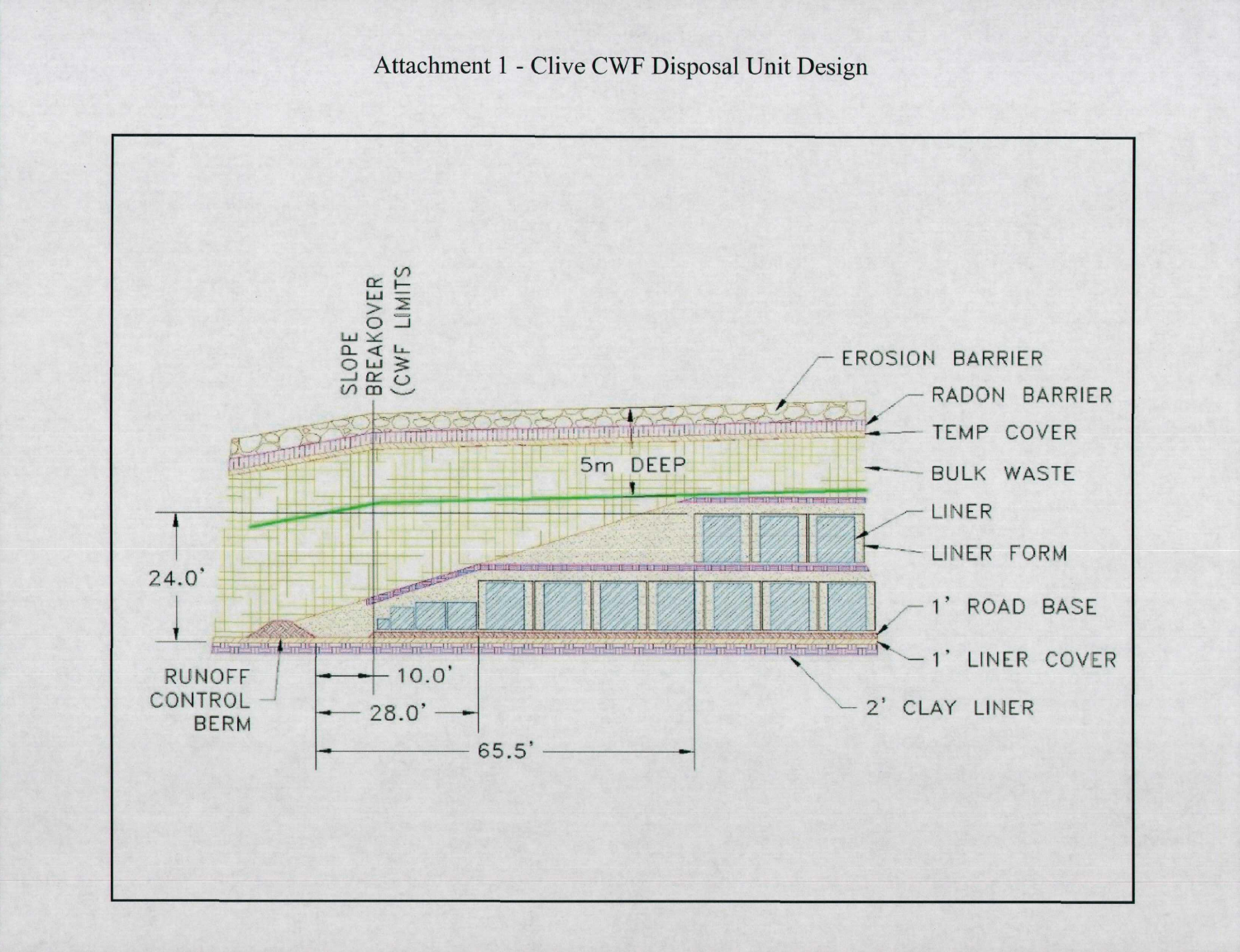Attachment 1 - Clive CWF Disposal Unit Design

SLOPE BREAKOVER (CWF LIMITS)

EROSION BARRIER

RADON BARRIER

TEMP COVER

5m DEEP

BULK WASTE

LINER

LINER FORM

24.0'

1' ROAD BASE

1' LINER COVER

2' CLAY LINER

RUNOFF CONTROL BERM

10.0'

28.0'

65.5'